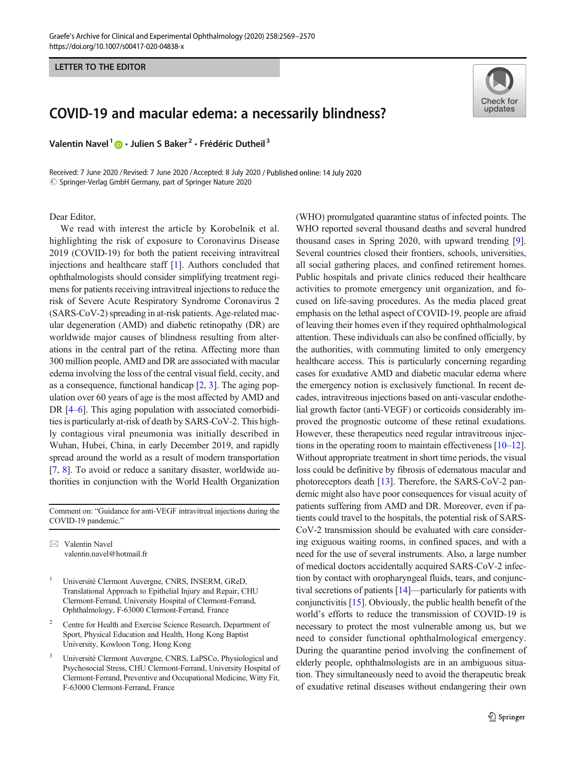LETTER TO THE EDITOR

# COVID-19 and macular edema: a necessarily blindness?

**Valentin Navel**[1] · **Julien S Baker**[2] · **Frédéric Dutheil**[3]

Received: 7 June 2020 / Revised: 7 June 2020 / Accepted: 8 July 2020 / Published online: 14 July 2020
© Springer-Verlag GmbH Germany, part of Springer Nature 2020

Dear Editor,

We read with interest the article by Korobelnik et al. highlighting the risk of exposure to Coronavirus Disease 2019 (COVID-19) for both the patient receiving intravitreal injections and healthcare staff [1]. Authors concluded that ophthalmologists should consider simplifying treatment regimens for patients receiving intravitreal injections to reduce the risk of Severe Acute Respiratory Syndrome Coronavirus 2 (SARS-CoV-2) spreading in at-risk patients. Age-related macular degeneration (AMD) and diabetic retinopathy (DR) are worldwide major causes of blindness resulting from alterations in the central part of the retina. Affecting more than 300 million people, AMD and DR are associated with macular edema involving the loss of the central visual field, cecity, and as a consequence, functional handicap [2, 3]. The aging population over 60 years of age is the most affected by AMD and DR [4–6]. This aging population with associated comorbidities is particularly at-risk of death by SARS-CoV-2. This highly contagious viral pneumonia was initially described in Wuhan, Hubei, China, in early December 2019, and rapidly spread around the world as a result of modern transportation [7, 8]. To avoid or reduce a sanitary disaster, worldwide authorities in conjunction with the World Health Organization (WHO) promulgated quarantine status of infected points. The WHO reported several thousand deaths and several hundred thousand cases in Spring 2020, with upward trending [9]. Several countries closed their frontiers, schools, universities, all social gathering places, and confined retirement homes. Public hospitals and private clinics reduced their healthcare activities to promote emergency unit organization, and focused on life-saving procedures. As the media placed great emphasis on the lethal aspect of COVID-19, people are afraid of leaving their homes even if they required ophthalmological attention. These individuals can also be confined officially, by the authorities, with commuting limited to only emergency healthcare access. This is particularly concerning regarding cases for exudative AMD and diabetic macular edema where the emergency notion is exclusively functional. In recent decades, intravitreous injections based on anti-vascular endothelial growth factor (anti-VEGF) or corticoids considerably improved the prognostic outcome of these retinal exudations. However, these therapeutics need regular intravitreous injections in the operating room to maintain effectiveness [10–12]. Without appropriate treatment in short time periods, the visual loss could be definitive by fibrosis of edematous macular and photoreceptors death [13]. Therefore, the SARS-CoV-2 pandemic might also have poor consequences for visual acuity of patients suffering from AMD and DR. Moreover, even if patients could travel to the hospitals, the potential risk of SARS-CoV-2 transmission should be evaluated with care considering exiguous waiting rooms, in confined spaces, and with a need for the use of several instruments. Also, a large number of medical doctors accidentally acquired SARS-CoV-2 infection by contact with oropharyngeal fluids, tears, and conjunctival secretions of patients [14]—particularly for patients with conjunctivitis [15]. Obviously, the public health benefit of the world's efforts to reduce the transmission of COVID-19 is necessary to protect the most vulnerable among us, but we need to consider functional ophthalmological emergency. During the quarantine period involving the confinement of elderly people, ophthalmologists are in an ambiguous situation. They simultaneously need to avoid the therapeutic break of exudative retinal diseases without endangering their own

---

Comment on: "Guidance for anti-VEGF intravitreal injections during the COVID-19 pandemic."

✉ Valentin Navel
valentin.navel@hotmail.fr

[1] Université Clermont Auvergne, CNRS, INSERM, GReD, Translational Approach to Epithelial Injury and Repair, CHU Clermont-Ferrand, University Hospital of Clermont-Ferrand, Ophthalmology, F-63000 Clermont-Ferrand, France

[2] Centre for Health and Exercise Science Research, Department of Sport, Physical Education and Health, Hong Kong Baptist University, Kowloon Tong, Hong Kong

[3] Université Clermont Auvergne, CNRS, LaPSCo, Physiological and Psychosocial Stress, CHU Clermont-Ferrand, University Hospital of Clermont-Ferrand, Preventive and Occupational Medicine, Witty Fit, F-63000 Clermont-Ferrand, France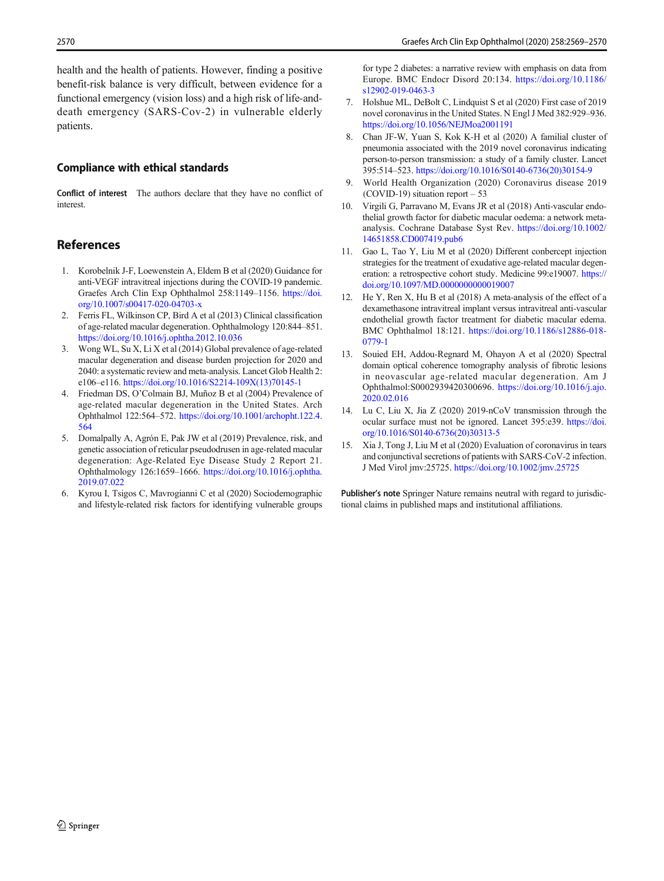health and the health of patients. However, finding a positive benefit-risk balance is very difficult, between evidence for a functional emergency (vision loss) and a high risk of life-and-death emergency (SARS-Cov-2) in vulnerable elderly patients.

## Compliance with ethical standards

**Conflict of interest** The authors declare that they have no conflict of interest.

## References

1. Korobelnik J-F, Loewenstein A, Eldem B et al (2020) Guidance for anti-VEGF intravitreal injections during the COVID-19 pandemic. Graefes Arch Clin Exp Ophthalmol 258:1149–1156. https://doi.org/10.1007/s00417-020-04703-x
2. Ferris FL, Wilkinson CP, Bird A et al (2013) Clinical classification of age-related macular degeneration. Ophthalmology 120:844–851. https://doi.org/10.1016/j.ophtha.2012.10.036
3. Wong WL, Su X, Li X et al (2014) Global prevalence of age-related macular degeneration and disease burden projection for 2020 and 2040: a systematic review and meta-analysis. Lancet Glob Health 2: e106–e116. https://doi.org/10.1016/S2214-109X(13)70145-1
4. Friedman DS, O'Colmain BJ, Muñoz B et al (2004) Prevalence of age-related macular degeneration in the United States. Arch Ophthalmol 122:564–572. https://doi.org/10.1001/archopht.122.4.564
5. Domalpally A, Agrón E, Pak JW et al (2019) Prevalence, risk, and genetic association of reticular pseudodrusen in age-related macular degeneration: Age-Related Eye Disease Study 2 Report 21. Ophthalmology 126:1659–1666. https://doi.org/10.1016/j.ophtha.2019.07.022
6. Kyrou I, Tsigos C, Mavrogianni C et al (2020) Sociodemographic and lifestyle-related risk factors for identifying vulnerable groups for type 2 diabetes: a narrative review with emphasis on data from Europe. BMC Endocr Disord 20:134. https://doi.org/10.1186/s12902-019-0463-3
7. Holshue ML, DeBolt C, Lindquist S et al (2020) First case of 2019 novel coronavirus in the United States. N Engl J Med 382:929–936. https://doi.org/10.1056/NEJMoa2001191
8. Chan JF-W, Yuan S, Kok K-H et al (2020) A familial cluster of pneumonia associated with the 2019 novel coronavirus indicating person-to-person transmission: a study of a family cluster. Lancet 395:514–523. https://doi.org/10.1016/S0140-6736(20)30154-9
9. World Health Organization (2020) Coronavirus disease 2019 (COVID-19) situation report – 53
10. Virgili G, Parravano M, Evans JR et al (2018) Anti-vascular endothelial growth factor for diabetic macular oedema: a network meta-analysis. Cochrane Database Syst Rev. https://doi.org/10.1002/14651858.CD007419.pub6
11. Gao L, Tao Y, Liu M et al (2020) Different conbercept injection strategies for the treatment of exudative age-related macular degeneration: a retrospective cohort study. Medicine 99:e19007. https://doi.org/10.1097/MD.0000000000019007
12. He Y, Ren X, Hu B et al (2018) A meta-analysis of the effect of a dexamethasone intravitreal implant versus intravitreal anti-vascular endothelial growth factor treatment for diabetic macular edema. BMC Ophthalmol 18:121. https://doi.org/10.1186/s12886-018-0779-1
13. Souied EH, Addou-Regnard M, Ohayon A et al (2020) Spectral domain optical coherence tomography analysis of fibrotic lesions in neovascular age-related macular degeneration. Am J Ophthalmol:S0002939420300696. https://doi.org/10.1016/j.ajo.2020.02.016
14. Lu C, Liu X, Jia Z (2020) 2019-nCoV transmission through the ocular surface must not be ignored. Lancet 395:e39. https://doi.org/10.1016/S0140-6736(20)30313-5
15. Xia J, Tong J, Liu M et al (2020) Evaluation of coronavirus in tears and conjunctival secretions of patients with SARS-CoV-2 infection. J Med Virol jmv:25725. https://doi.org/10.1002/jmv.25725

**Publisher's note** Springer Nature remains neutral with regard to jurisdictional claims in published maps and institutional affiliations.